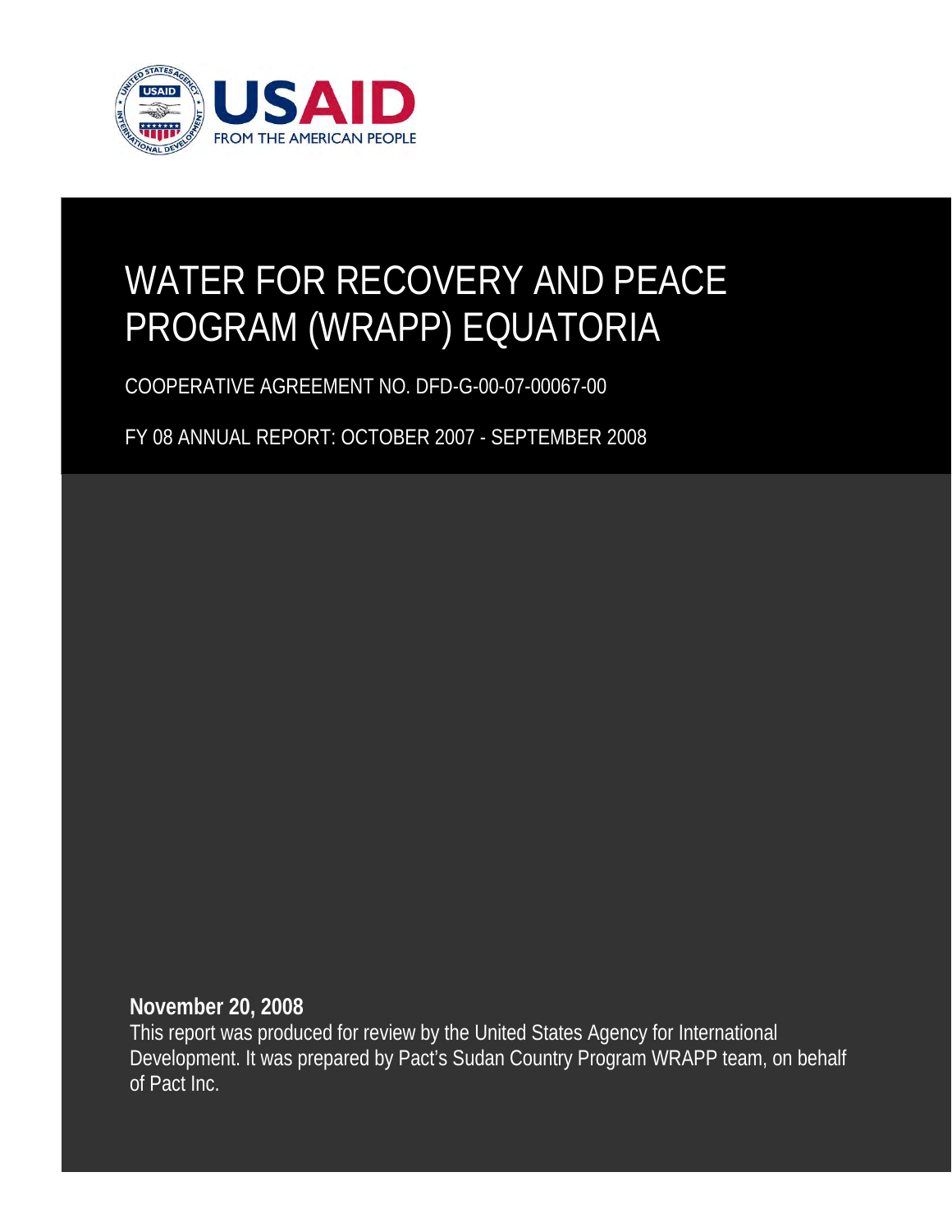USAID
FROM THE AMERICAN PEOPLE

# WATER FOR RECOVERY AND PEACE PROGRAM (WRAPP) EQUATORIA

COOPERATIVE AGREEMENT NO. DFD-G-00-07-00067-00

FY 08 ANNUAL REPORT: OCTOBER 2007 - SEPTEMBER 2008

**November 20, 2008**

This report was produced for review by the United States Agency for International Development. It was prepared by Pact's Sudan Country Program WRAPP team, on behalf of Pact Inc.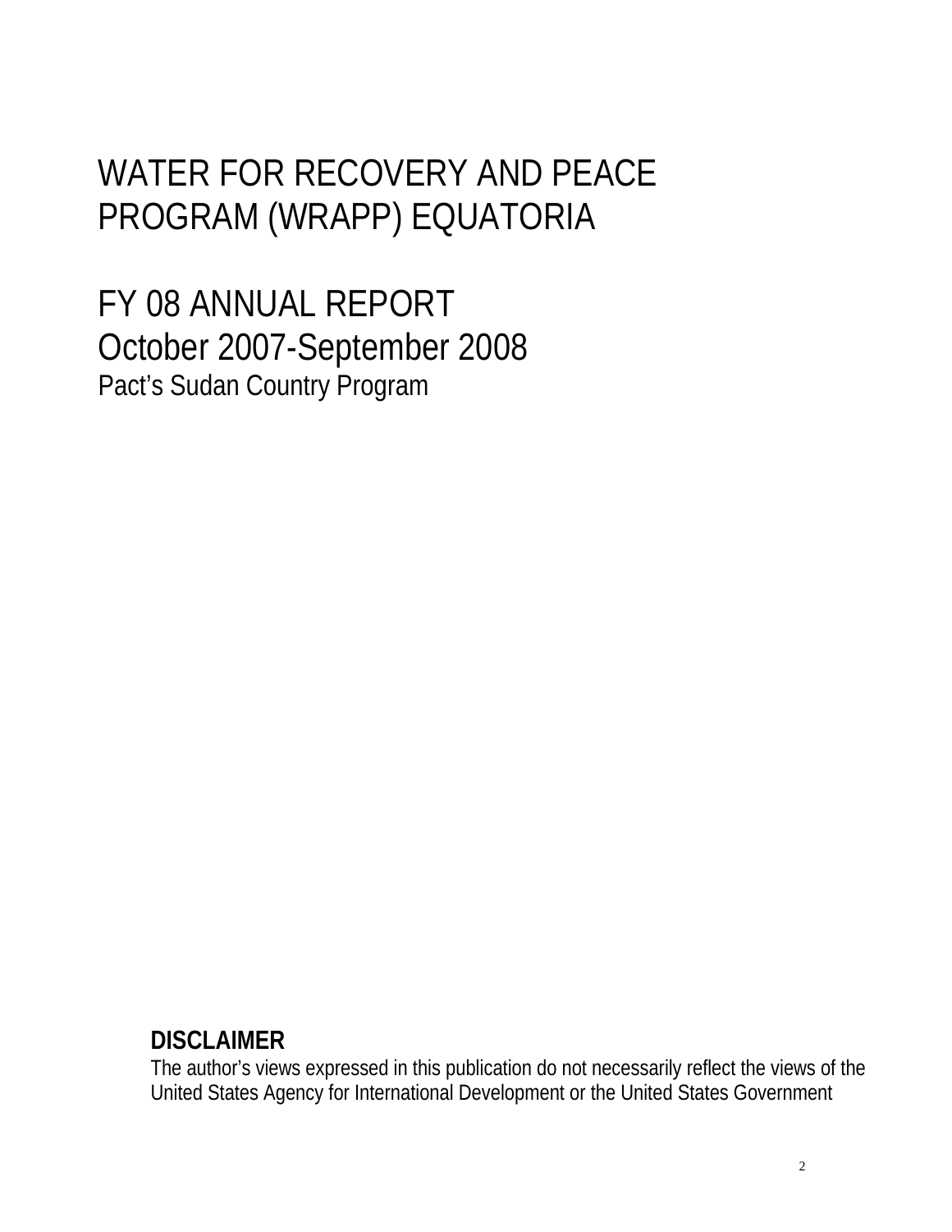# WATER FOR RECOVERY AND PEACE PROGRAM (WRAPP) EQUATORIA

# FY 08 ANNUAL REPORT
# October 2007-September 2008

Pact's Sudan Country Program

**DISCLAIMER**

The author's views expressed in this publication do not necessarily reflect the views of the United States Agency for International Development or the United States Government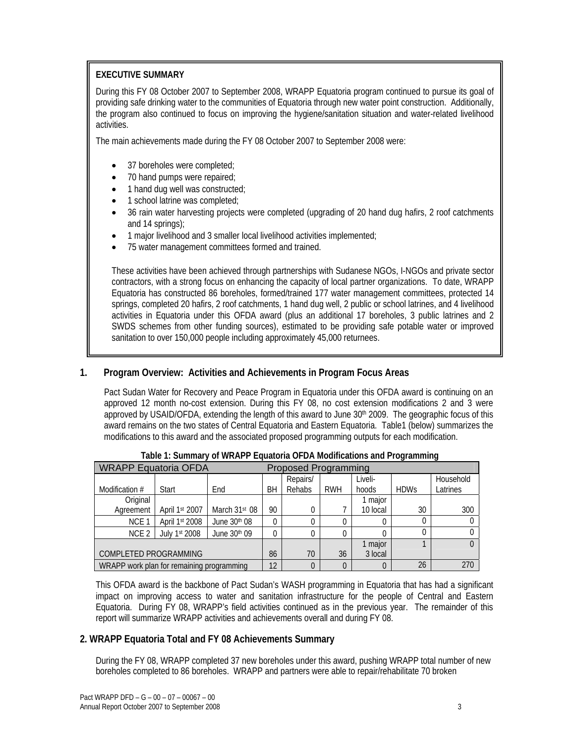**EXECUTIVE SUMMARY**

During this FY 08 October 2007 to September 2008, WRAPP Equatoria program continued to pursue its goal of providing safe drinking water to the communities of Equatoria through new water point construction. Additionally, the program also continued to focus on improving the hygiene/sanitation situation and water-related livelihood activities.

The main achievements made during the FY 08 October 2007 to September 2008 were:

- 37 boreholes were completed;
- 70 hand pumps were repaired;
- 1 hand dug well was constructed;
- 1 school latrine was completed;
- 36 rain water harvesting projects were completed (upgrading of 20 hand dug hafirs, 2 roof catchments and 14 springs);
- 1 major livelihood and 3 smaller local livelihood activities implemented;
- 75 water management committees formed and trained.

These activities have been achieved through partnerships with Sudanese NGOs, I-NGOs and private sector contractors, with a strong focus on enhancing the capacity of local partner organizations. To date, WRAPP Equatoria has constructed 86 boreholes, formed/trained 177 water management committees, protected 14 springs, completed 20 hafirs, 2 roof catchments, 1 hand dug well, 2 public or school latrines, and 4 livelihood activities in Equatoria under this OFDA award (plus an additional 17 boreholes, 3 public latrines and 2 SWDS schemes from other funding sources), estimated to be providing safe potable water or improved sanitation to over 150,000 people including approximately 45,000 returnees.

## 1. Program Overview: Activities and Achievements in Program Focus Areas

Pact Sudan Water for Recovery and Peace Program in Equatoria under this OFDA award is continuing on an approved 12 month no-cost extension. During this FY 08, no cost extension modifications 2 and 3 were approved by USAID/OFDA, extending the length of this award to June 30th 2009. The geographic focus of this award remains on the two states of Central Equatoria and Eastern Equatoria. Table1 (below) summarizes the modifications to this award and the associated proposed programming outputs for each modification.

**Table 1: Summary of WRAPP Equatoria OFDA Modifications and Programming**

| WRAPP Equatoria OFDA | | | Proposed Programming | | | | | |
|---|---|---|---|---|---|---|---|---|
| Modification # | Start | End | BH | Repairs/ Rehabs | RWH | Liveli-hoods | HDWs | Household Latrines |
| Original Agreement | April 1st 2007 | March 31st 08 | 90 | 0 | 7 | 1 major 10 local | 30 | 300 |
| NCE 1 | April 1st 2008 | June 30th 08 | 0 | 0 | 0 | 0 | 0 | 0 |
| NCE 2 | July 1st 2008 | June 30th 09 | 0 | 0 | 0 | 0 | 0 | 0 |
| COMPLETED PROGRAMMING | | | 86 | 70 | 36 | 1 major 3 local | 1 | 0 |
| WRAPP work plan for remaining programming | | | 12 | 0 | 0 | 0 | 26 | 270 |

This OFDA award is the backbone of Pact Sudan's WASH programming in Equatoria that has had a significant impact on improving access to water and sanitation infrastructure for the people of Central and Eastern Equatoria. During FY 08, WRAPP's field activities continued as in the previous year. The remainder of this report will summarize WRAPP activities and achievements overall and during FY 08.

## 2. WRAPP Equatoria Total and FY 08 Achievements Summary

During the FY 08, WRAPP completed 37 new boreholes under this award, pushing WRAPP total number of new boreholes completed to 86 boreholes. WRAPP and partners were able to repair/rehabilitate 70 broken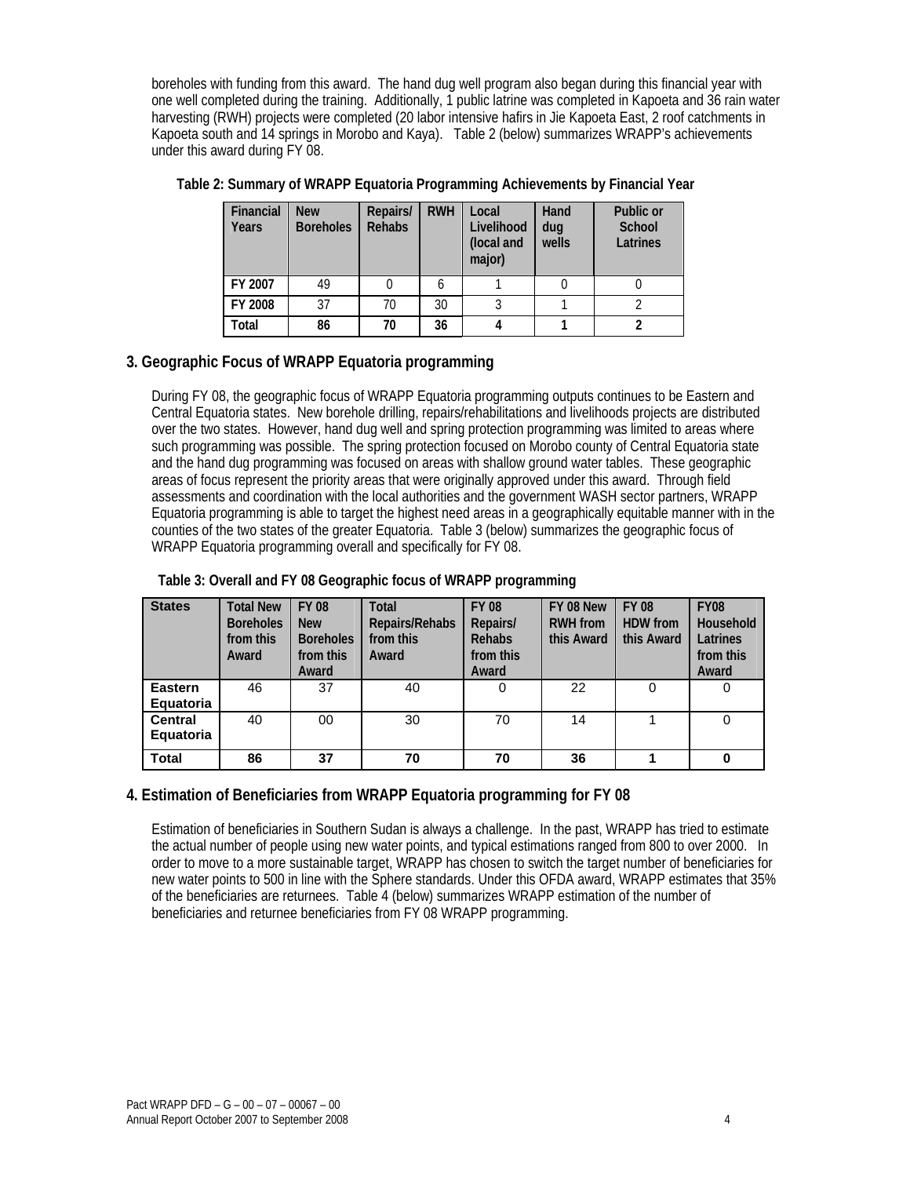boreholes with funding from this award. The hand dug well program also began during this financial year with one well completed during the training. Additionally, 1 public latrine was completed in Kapoeta and 36 rain water harvesting (RWH) projects were completed (20 labor intensive hafirs in Jie Kapoeta East, 2 roof catchments in Kapoeta south and 14 springs in Morobo and Kaya). Table 2 (below) summarizes WRAPP's achievements under this award during FY 08.

**Table 2: Summary of WRAPP Equatoria Programming Achievements by Financial Year**

| Financial Years | New Boreholes | Repairs/ Rehabs | RWH | Local Livelihood (local and major) | Hand dug wells | Public or School Latrines |
|---|---|---|---|---|---|---|
| FY 2007 | 49 | 0 | 6 | 1 | 0 | 0 |
| FY 2008 | 37 | 70 | 30 | 3 | 1 | 2 |
| **Total** | **86** | **70** | **36** | **4** | **1** | **2** |

## 3. Geographic Focus of WRAPP Equatoria programming

During FY 08, the geographic focus of WRAPP Equatoria programming outputs continues to be Eastern and Central Equatoria states. New borehole drilling, repairs/rehabilitations and livelihoods projects are distributed over the two states. However, hand dug well and spring protection programming was limited to areas where such programming was possible. The spring protection focused on Morobo county of Central Equatoria state and the hand dug programming was focused on areas with shallow ground water tables. These geographic areas of focus represent the priority areas that were originally approved under this award. Through field assessments and coordination with the local authorities and the government WASH sector partners, WRAPP Equatoria programming is able to target the highest need areas in a geographically equitable manner with in the counties of the two states of the greater Equatoria. Table 3 (below) summarizes the geographic focus of WRAPP Equatoria programming overall and specifically for FY 08.

**Table 3: Overall and FY 08 Geographic focus of WRAPP programming**

| States | Total New Boreholes from this Award | FY 08 New Boreholes from this Award | Total Repairs/Rehabs from this Award | FY 08 Repairs/ Rehabs from this Award | FY 08 New RWH from this Award | FY 08 HDW from this Award | FY08 Household Latrines from this Award |
|---|---|---|---|---|---|---|---|
| Eastern Equatoria | 46 | 37 | 40 | 0 | 22 | 0 | 0 |
| Central Equatoria | 40 | 00 | 30 | 70 | 14 | 1 | 0 |
| **Total** | **86** | **37** | **70** | **70** | **36** | **1** | **0** |

## 4. Estimation of Beneficiaries from WRAPP Equatoria programming for FY 08

Estimation of beneficiaries in Southern Sudan is always a challenge. In the past, WRAPP has tried to estimate the actual number of people using new water points, and typical estimations ranged from 800 to over 2000. In order to move to a more sustainable target, WRAPP has chosen to switch the target number of beneficiaries for new water points to 500 in line with the Sphere standards. Under this OFDA award, WRAPP estimates that 35% of the beneficiaries are returnees. Table 4 (below) summarizes WRAPP estimation of the number of beneficiaries and returnee beneficiaries from FY 08 WRAPP programming.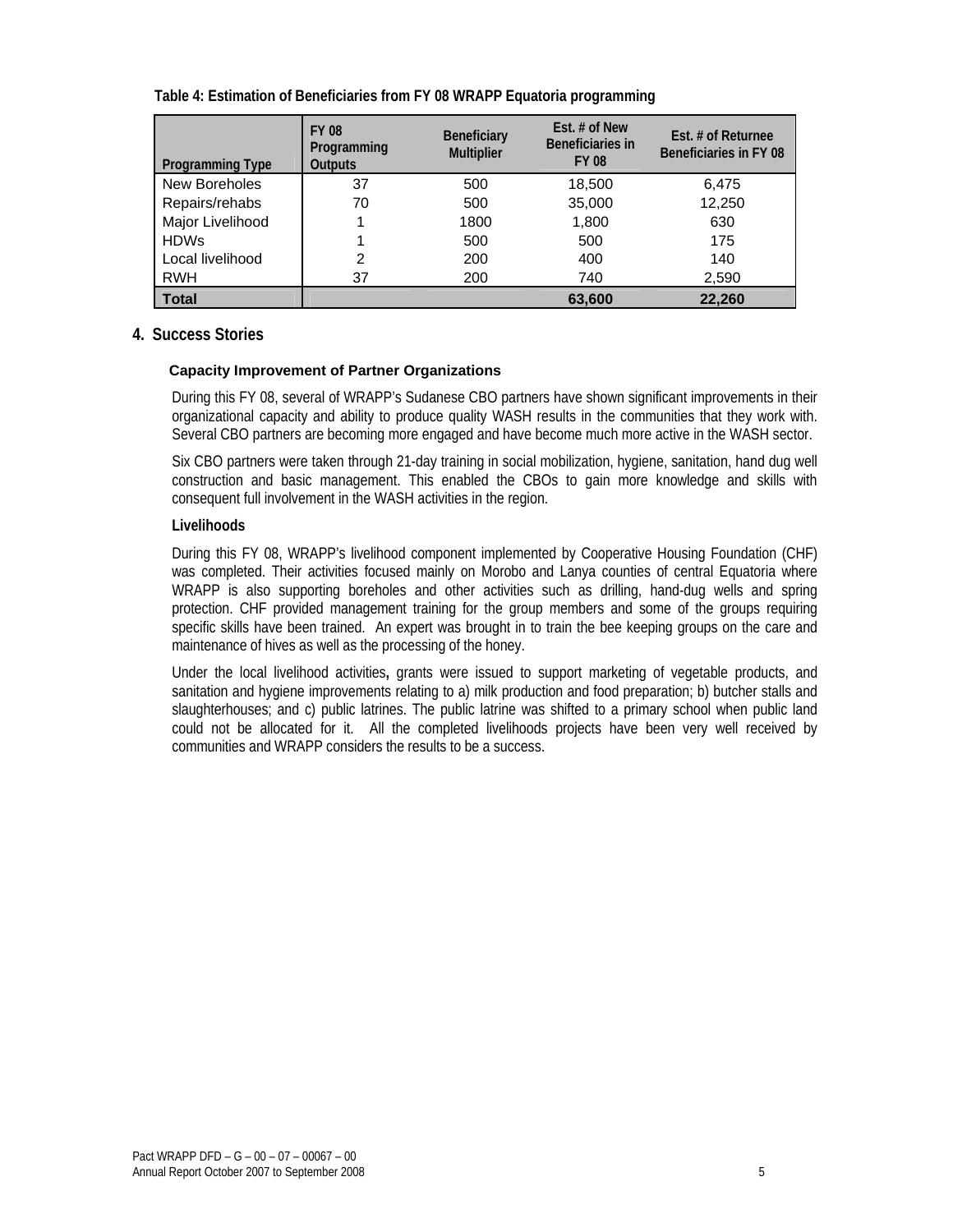**Table 4: Estimation of Beneficiaries from FY 08 WRAPP Equatoria programming**

| Programming Type | FY 08 Programming Outputs | Beneficiary Multiplier | Est. # of New Beneficiaries in FY 08 | Est. # of Returnee Beneficiaries in FY 08 |
|---|---|---|---|---|
| New Boreholes | 37 | 500 | 18,500 | 6,475 |
| Repairs/rehabs | 70 | 500 | 35,000 | 12,250 |
| Major Livelihood | 1 | 1800 | 1,800 | 630 |
| HDWs | 1 | 500 | 500 | 175 |
| Local livelihood | 2 | 200 | 400 | 140 |
| RWH | 37 | 200 | 740 | 2,590 |
| **Total** | | | **63,600** | **22,260** |

## 4. Success Stories

### Capacity Improvement of Partner Organizations

During this FY 08, several of WRAPP's Sudanese CBO partners have shown significant improvements in their organizational capacity and ability to produce quality WASH results in the communities that they work with. Several CBO partners are becoming more engaged and have become much more active in the WASH sector.

Six CBO partners were taken through 21-day training in social mobilization, hygiene, sanitation, hand dug well construction and basic management. This enabled the CBOs to gain more knowledge and skills with consequent full involvement in the WASH activities in the region.

**Livelihoods**

During this FY 08, WRAPP's livelihood component implemented by Cooperative Housing Foundation (CHF) was completed. Their activities focused mainly on Morobo and Lanya counties of central Equatoria where WRAPP is also supporting boreholes and other activities such as drilling, hand-dug wells and spring protection. CHF provided management training for the group members and some of the groups requiring specific skills have been trained. An expert was brought in to train the bee keeping groups on the care and maintenance of hives as well as the processing of the honey.

Under the local livelihood activities**,** grants were issued to support marketing of vegetable products, and sanitation and hygiene improvements relating to a) milk production and food preparation; b) butcher stalls and slaughterhouses; and c) public latrines. The public latrine was shifted to a primary school when public land could not be allocated for it. All the completed livelihoods projects have been very well received by communities and WRAPP considers the results to be a success.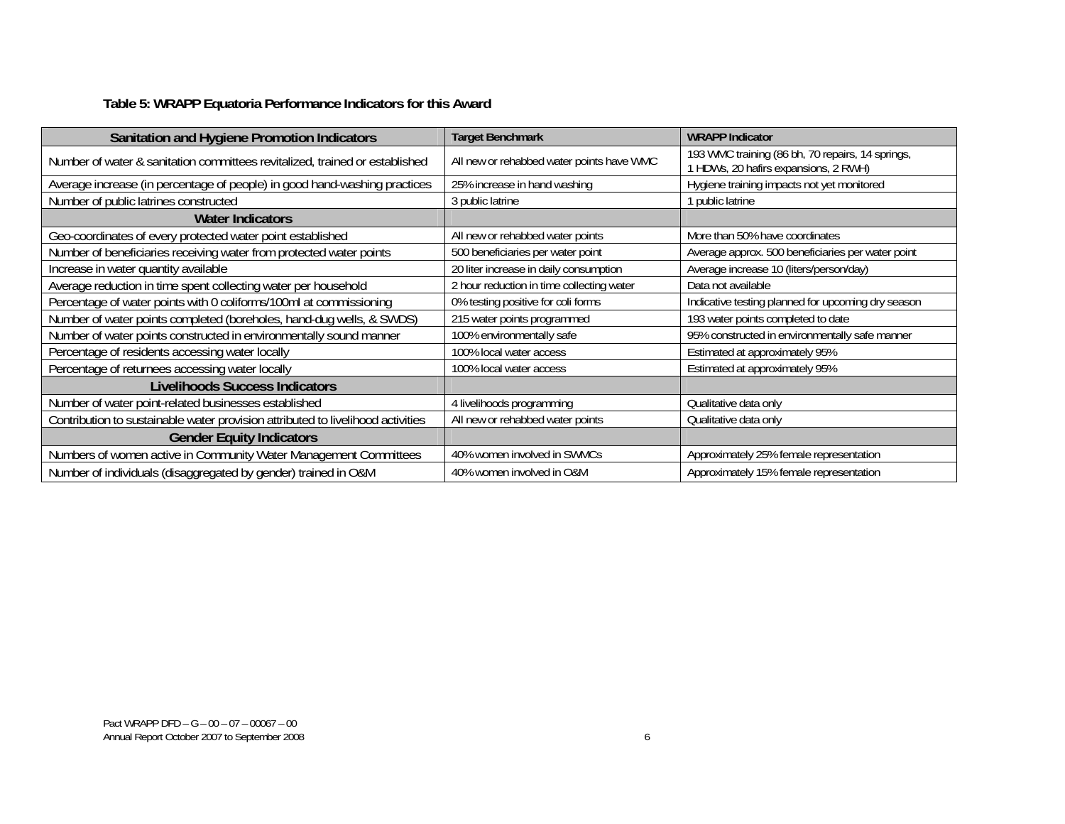**Table 5: WRAPP Equatoria Performance Indicators for this Award**

| Sanitation and Hygiene Promotion Indicators | Target Benchmark | WRAPP Indicator |
|---|---|---|
| Number of water & sanitation committees revitalized, trained or established | All new or rehabbed water points have WMC | 193 WMC training (86 bh, 70 repairs, 14 springs, 1 HDWs, 20 hafirs expansions, 2 RWH) |
| Average increase (in percentage of people) in good hand-washing practices | 25% increase in hand washing | Hygiene training impacts not yet monitored |
| Number of public latrines constructed | 3 public latrine | 1 public latrine |
| **Water Indicators** | | |
| Geo-coordinates of every protected water point established | All new or rehabbed water points | More than 50% have coordinates |
| Number of beneficiaries receiving water from protected water points | 500 beneficiaries per water point | Average approx. 500 beneficiaries per water point |
| Increase in water quantity available | 20 liter increase in daily consumption | Average increase 10 (liters/person/day) |
| Average reduction in time spent collecting water per household | 2 hour reduction in time collecting water | Data not available |
| Percentage of water points with 0 coliforms/100ml at commissioning | 0% testing positive for coli forms | Indicative testing planned for upcoming dry season |
| Number of water points completed (boreholes, hand-dug wells, & SWDS) | 215 water points programmed | 193 water points completed to date |
| Number of water points constructed in environmentally sound manner | 100% environmentally safe | 95% constructed in environmentally safe manner |
| Percentage of residents accessing water locally | 100% local water access | Estimated at approximately 95% |
| Percentage of returnees accessing water locally | 100% local water access | Estimated at approximately 95% |
| **Livelihoods Success Indicators** | | |
| Number of water point-related businesses established | 4 livelihoods programming | Qualitative data only |
| Contribution to sustainable water provision attributed to livelihood activities | All new or rehabbed water points | Qualitative data only |
| **Gender Equity Indicators** | | |
| Numbers of women active in Community Water Management Committees | 40% women involved in SWMCs | Approximately 25% female representation |
| Number of individuals (disaggregated by gender) trained in O&M | 40% women involved in O&M | Approximately 15% female representation |